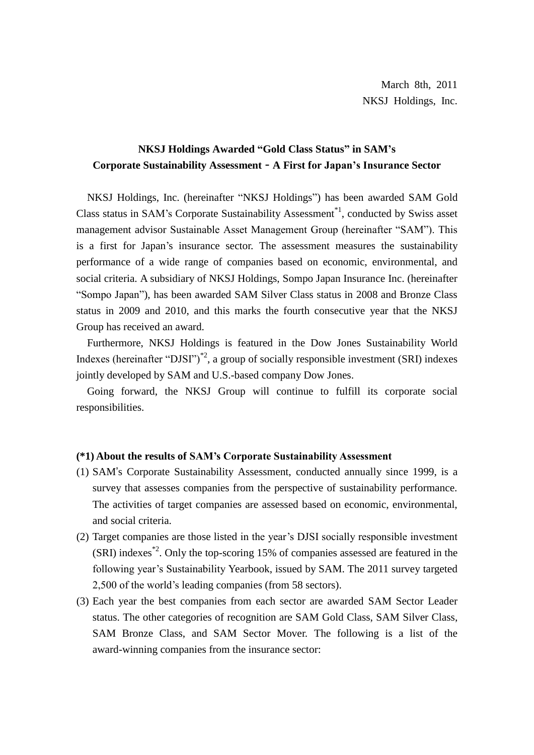March 8th, 2011
NKSJ Holdings, Inc.

## NKSJ Holdings Awarded “Gold Class Status” in SAM’s Corporate Sustainability Assessment - A First for Japan’s Insurance Sector

NKSJ Holdings, Inc. (hereinafter “NKSJ Holdings”) has been awarded SAM Gold Class status in SAM’s Corporate Sustainability Assessment[*1], conducted by Swiss asset management advisor Sustainable Asset Management Group (hereinafter “SAM”). This is a first for Japan’s insurance sector. The assessment measures the sustainability performance of a wide range of companies based on economic, environmental, and social criteria. A subsidiary of NKSJ Holdings, Sompo Japan Insurance Inc. (hereinafter “Sompo Japan”), has been awarded SAM Silver Class status in 2008 and Bronze Class status in 2009 and 2010, and this marks the fourth consecutive year that the NKSJ Group has received an award.

Furthermore, NKSJ Holdings is featured in the Dow Jones Sustainability World Indexes (hereinafter “DJSI”)[*2], a group of socially responsible investment (SRI) indexes jointly developed by SAM and U.S.-based company Dow Jones.

Going forward, the NKSJ Group will continue to fulfill its corporate social responsibilities.

**(*1) About the results of SAM’s Corporate Sustainability Assessment**

(1) SAM's Corporate Sustainability Assessment, conducted annually since 1999, is a survey that assesses companies from the perspective of sustainability performance. The activities of target companies are assessed based on economic, environmental, and social criteria.

(2) Target companies are those listed in the year’s DJSI socially responsible investment (SRI) indexes[*2]. Only the top-scoring 15% of companies assessed are featured in the following year’s Sustainability Yearbook, issued by SAM. The 2011 survey targeted 2,500 of the world’s leading companies (from 58 sectors).

(3) Each year the best companies from each sector are awarded SAM Sector Leader status. The other categories of recognition are SAM Gold Class, SAM Silver Class, SAM Bronze Class, and SAM Sector Mover. The following is a list of the award-winning companies from the insurance sector: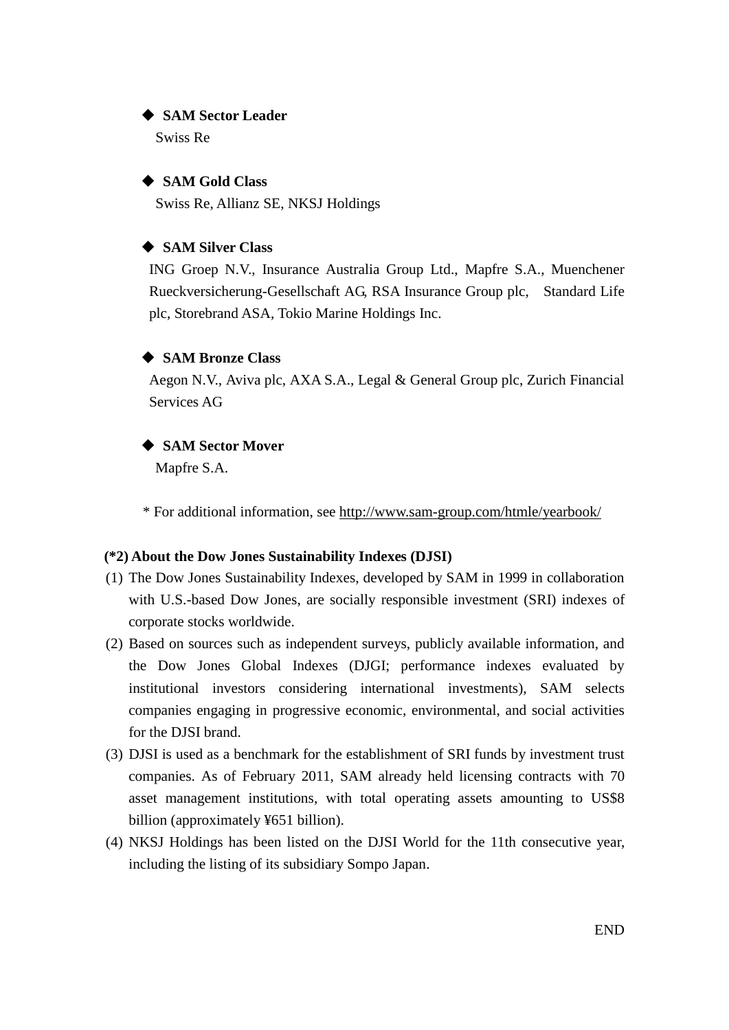◆ **SAM Sector Leader**

Swiss Re

◆ **SAM Gold Class**

Swiss Re, Allianz SE, NKSJ Holdings

◆ **SAM Silver Class**

ING Groep N.V., Insurance Australia Group Ltd., Mapfre S.A., Muenchener Rueckversicherung-Gesellschaft AG, RSA Insurance Group plc, Standard Life plc, Storebrand ASA, Tokio Marine Holdings Inc.

◆ **SAM Bronze Class**

Aegon N.V., Aviva plc, AXA S.A., Legal & General Group plc, Zurich Financial Services AG

◆ **SAM Sector Mover**

Mapfre S.A.

* For additional information, see http://www.sam-group.com/htmle/yearbook/

**(*2) About the Dow Jones Sustainability Indexes (DJSI)**

(1) The Dow Jones Sustainability Indexes, developed by SAM in 1999 in collaboration with U.S.-based Dow Jones, are socially responsible investment (SRI) indexes of corporate stocks worldwide.

(2) Based on sources such as independent surveys, publicly available information, and the Dow Jones Global Indexes (DJGI; performance indexes evaluated by institutional investors considering international investments), SAM selects companies engaging in progressive economic, environmental, and social activities for the DJSI brand.

(3) DJSI is used as a benchmark for the establishment of SRI funds by investment trust companies. As of February 2011, SAM already held licensing contracts with 70 asset management institutions, with total operating assets amounting to US$8 billion (approximately ¥651 billion).

(4) NKSJ Holdings has been listed on the DJSI World for the 11th consecutive year, including the listing of its subsidiary Sompo Japan.

END